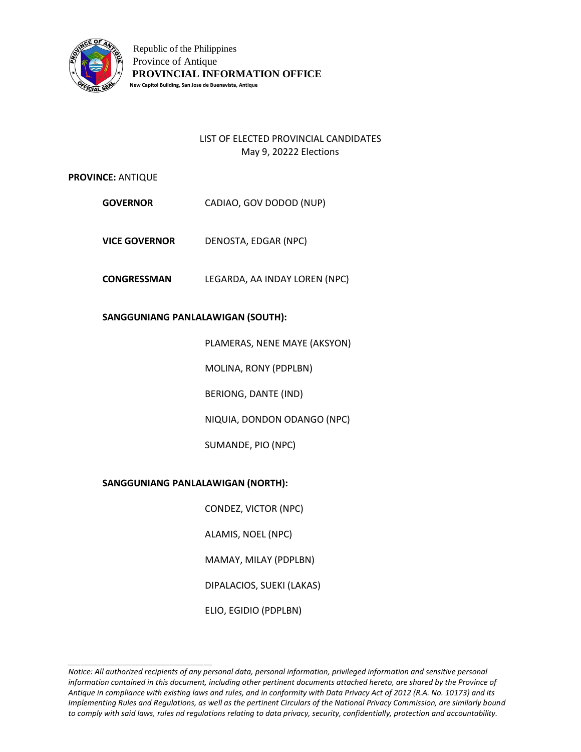Republic of the Philippines
Province of Antique
**PROVINCIAL INFORMATION OFFICE**
**New Capitol Building, San Jose de Buenavista, Antique**

LIST OF ELECTED PROVINCIAL CANDIDATES
May 9, 20222 Elections

**PROVINCE:** ANTIQUE

**GOVERNOR** CADIAO, GOV DODOD (NUP)

**VICE GOVERNOR** DENOSTA, EDGAR (NPC)

**CONGRESSMAN** LEGARDA, AA INDAY LOREN (NPC)

**SANGGUNIANG PANLALAWIGAN (SOUTH):**

PLAMERAS, NENE MAYE (AKSYON)

MOLINA, RONY (PDPLBN)

BERIONG, DANTE (IND)

NIQUIA, DONDON ODANGO (NPC)

SUMANDE, PIO (NPC)

**SANGGUNIANG PANLALAWIGAN (NORTH):**

CONDEZ, VICTOR (NPC)

ALAMIS, NOEL (NPC)

MAMAY, MILAY (PDPLBN)

DIPALACIOS, SUEKI (LAKAS)

ELIO, EGIDIO (PDPLBN)

---

*Notice: All authorized recipients of any personal data, personal information, privileged information and sensitive personal information contained in this document, including other pertinent documents attached hereto, are shared by the Province of Antique in compliance with existing laws and rules, and in conformity with Data Privacy Act of 2012 (R.A. No. 10173) and its Implementing Rules and Regulations, as well as the pertinent Circulars of the National Privacy Commission, are similarly bound to comply with said laws, rules nd regulations relating to data privacy, security, confidentially, protection and accountability.*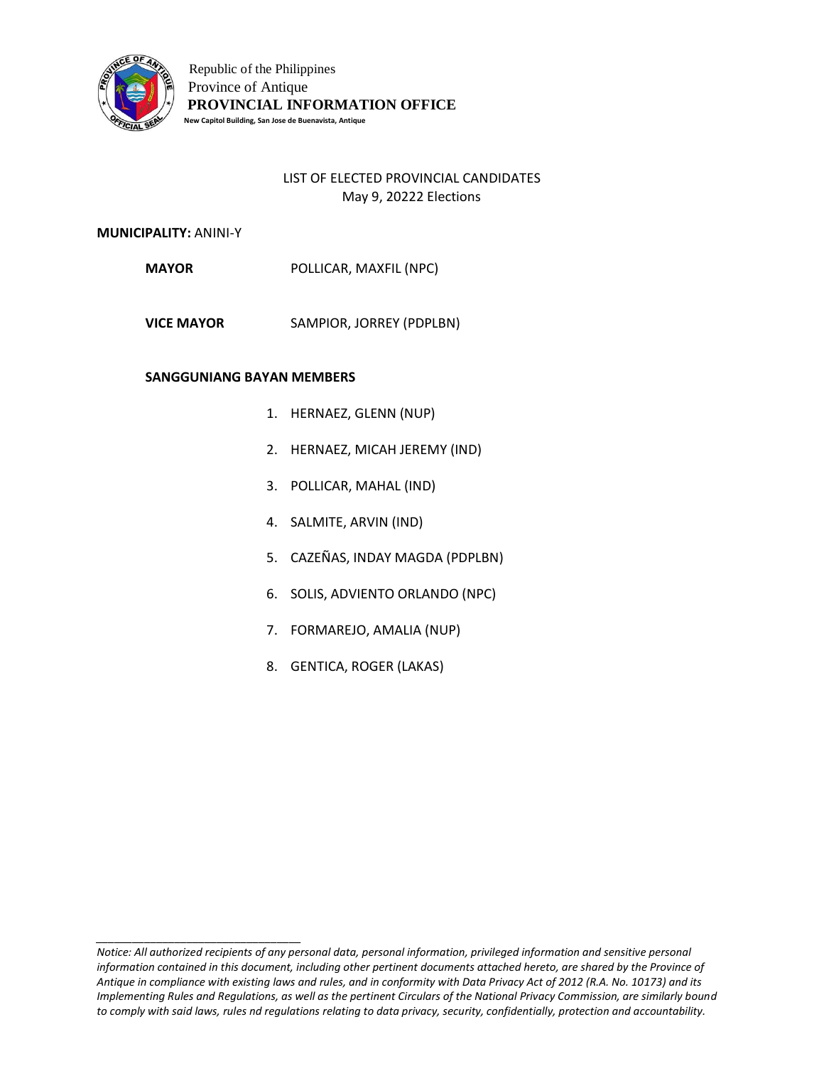Republic of the Philippines
Province of Antique
**PROVINCIAL INFORMATION OFFICE**
**New Capitol Building, San Jose de Buenavista, Antique**

LIST OF ELECTED PROVINCIAL CANDIDATES
May 9, 20222 Elections

**MUNICIPALITY:** ANINI-Y

**MAYOR** POLLICAR, MAXFIL (NPC)

**VICE MAYOR** SAMPIOR, JORREY (PDPLBN)

**SANGGUNIANG BAYAN MEMBERS**

1. HERNAEZ, GLENN (NUP)
2. HERNAEZ, MICAH JEREMY (IND)
3. POLLICAR, MAHAL (IND)
4. SALMITE, ARVIN (IND)
5. CAZEÑAS, INDAY MAGDA (PDPLBN)
6. SOLIS, ADVIENTO ORLANDO (NPC)
7. FORMAREJO, AMALIA (NUP)
8. GENTICA, ROGER (LAKAS)

---

*Notice: All authorized recipients of any personal data, personal information, privileged information and sensitive personal information contained in this document, including other pertinent documents attached hereto, are shared by the Province of Antique in compliance with existing laws and rules, and in conformity with Data Privacy Act of 2012 (R.A. No. 10173) and its Implementing Rules and Regulations, as well as the pertinent Circulars of the National Privacy Commission, are similarly bound to comply with said laws, rules nd regulations relating to data privacy, security, confidentially, protection and accountability.*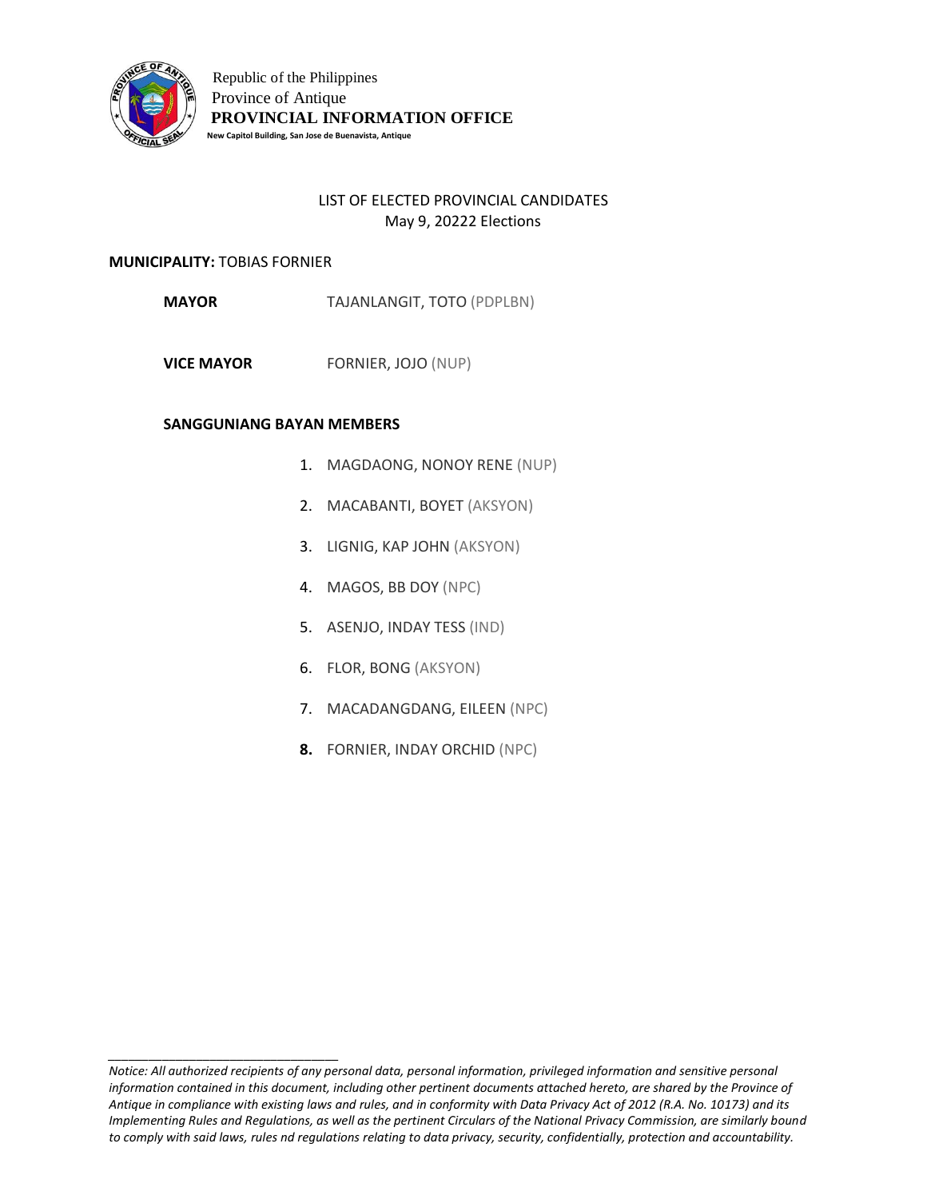Republic of the Philippines
Province of Antique
**PROVINCIAL INFORMATION OFFICE**
**New Capitol Building, San Jose de Buenavista, Antique**

LIST OF ELECTED PROVINCIAL CANDIDATES
May 9, 20222 Elections

**MUNICIPALITY:** TOBIAS FORNIER

**MAYOR** TAJANLANGIT, TOTO (PDPLBN)

**VICE MAYOR** FORNIER, JOJO (NUP)

**SANGGUNIANG BAYAN MEMBERS**

1. MAGDAONG, NONOY RENE (NUP)
2. MACABANTI, BOYET (AKSYON)
3. LIGNIG, KAP JOHN (AKSYON)
4. MAGOS, BB DOY (NPC)
5. ASENJO, INDAY TESS (IND)
6. FLOR, BONG (AKSYON)
7. MACADANGDANG, EILEEN (NPC)
8. FORNIER, INDAY ORCHID (NPC)

---

*Notice: All authorized recipients of any personal data, personal information, privileged information and sensitive personal information contained in this document, including other pertinent documents attached hereto, are shared by the Province of Antique in compliance with existing laws and rules, and in conformity with Data Privacy Act of 2012 (R.A. No. 10173) and its Implementing Rules and Regulations, as well as the pertinent Circulars of the National Privacy Commission, are similarly bound to comply with said laws, rules nd regulations relating to data privacy, security, confidentially, protection and accountability.*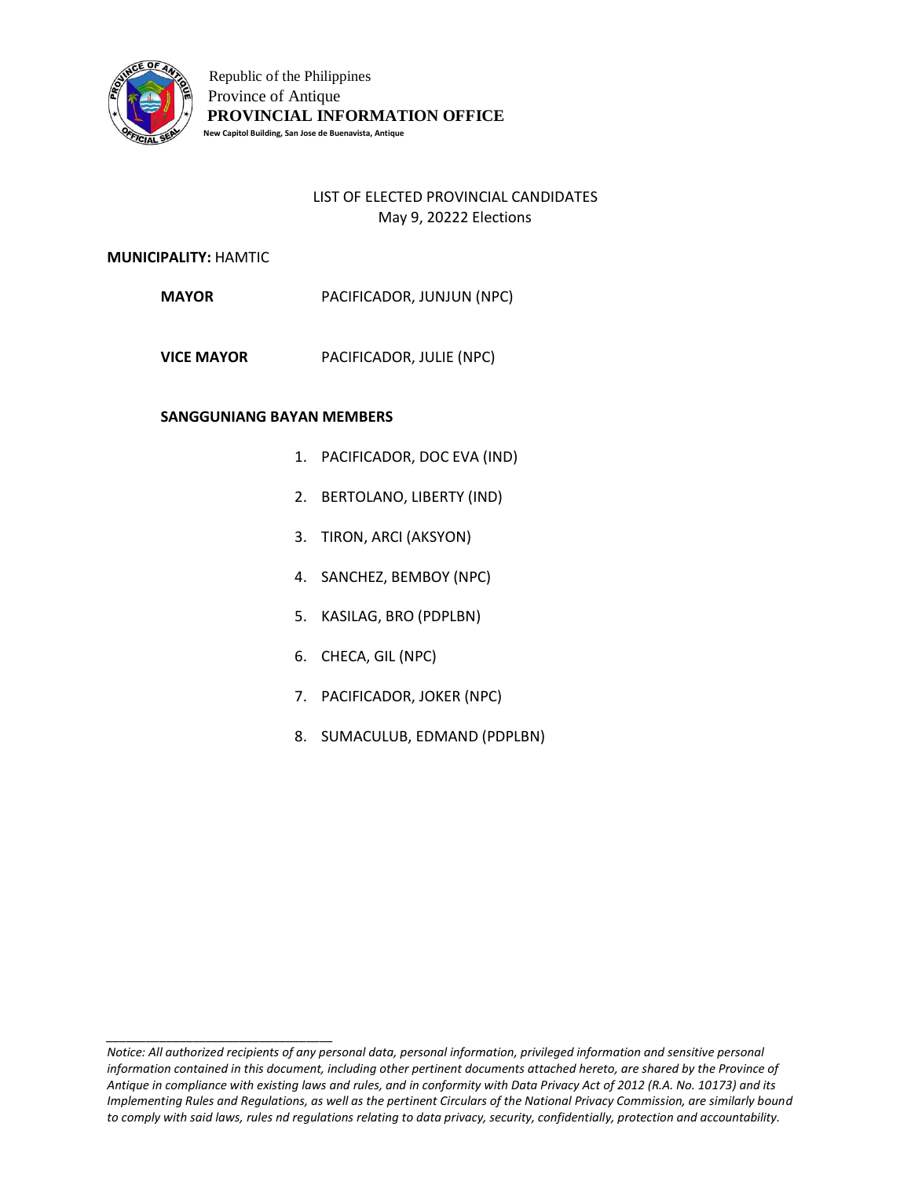Republic of the Philippines
Province of Antique
**PROVINCIAL INFORMATION OFFICE**
**New Capitol Building, San Jose de Buenavista, Antique**

LIST OF ELECTED PROVINCIAL CANDIDATES
May 9, 20222 Elections

**MUNICIPALITY:** HAMTIC

**MAYOR** PACIFICADOR, JUNJUN (NPC)

**VICE MAYOR** PACIFICADOR, JULIE (NPC)

**SANGGUNIANG BAYAN MEMBERS**

1. PACIFICADOR, DOC EVA (IND)
2. BERTOLANO, LIBERTY (IND)
3. TIRON, ARCI (AKSYON)
4. SANCHEZ, BEMBOY (NPC)
5. KASILAG, BRO (PDPLBN)
6. CHECA, GIL (NPC)
7. PACIFICADOR, JOKER (NPC)
8. SUMACULUB, EDMAND (PDPLBN)

---

*Notice: All authorized recipients of any personal data, personal information, privileged information and sensitive personal information contained in this document, including other pertinent documents attached hereto, are shared by the Province of Antique in compliance with existing laws and rules, and in conformity with Data Privacy Act of 2012 (R.A. No. 10173) and its Implementing Rules and Regulations, as well as the pertinent Circulars of the National Privacy Commission, are similarly bound to comply with said laws, rules nd regulations relating to data privacy, security, confidentially, protection and accountability.*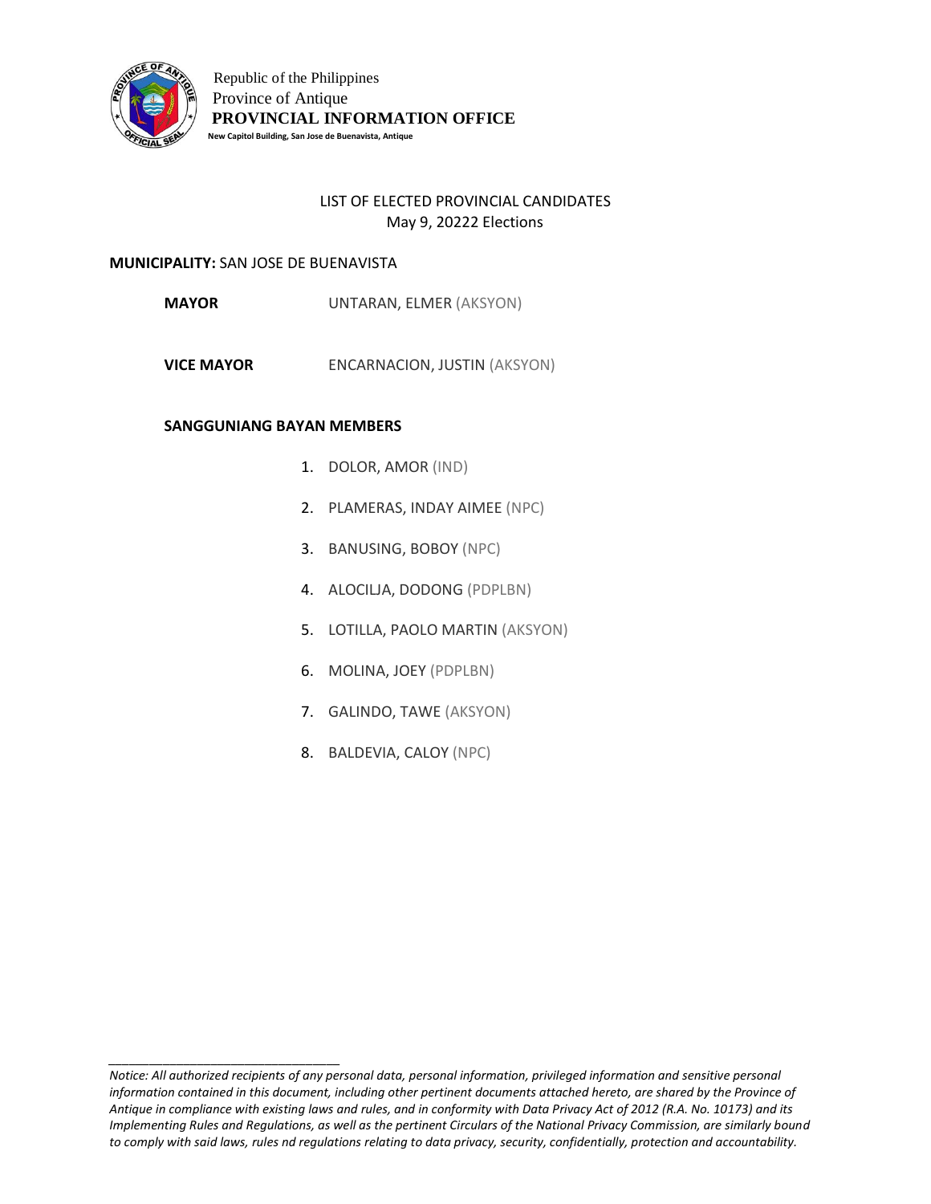Republic of the Philippines
Province of Antique
**PROVINCIAL INFORMATION OFFICE**
**New Capitol Building, San Jose de Buenavista, Antique**

LIST OF ELECTED PROVINCIAL CANDIDATES
May 9, 20222 Elections

**MUNICIPALITY:** SAN JOSE DE BUENAVISTA

**MAYOR** UNTARAN, ELMER (AKSYON)

**VICE MAYOR** ENCARNACION, JUSTIN (AKSYON)

**SANGGUNIANG BAYAN MEMBERS**

1. DOLOR, AMOR (IND)
2. PLAMERAS, INDAY AIMEE (NPC)
3. BANUSING, BOBOY (NPC)
4. ALOCILJA, DODONG (PDPLBN)
5. LOTILLA, PAOLO MARTIN (AKSYON)
6. MOLINA, JOEY (PDPLBN)
7. GALINDO, TAWE (AKSYON)
8. BALDEVIA, CALOY (NPC)

---

*Notice: All authorized recipients of any personal data, personal information, privileged information and sensitive personal information contained in this document, including other pertinent documents attached hereto, are shared by the Province of Antique in compliance with existing laws and rules, and in conformity with Data Privacy Act of 2012 (R.A. No. 10173) and its Implementing Rules and Regulations, as well as the pertinent Circulars of the National Privacy Commission, are similarly bound to comply with said laws, rules nd regulations relating to data privacy, security, confidentially, protection and accountability.*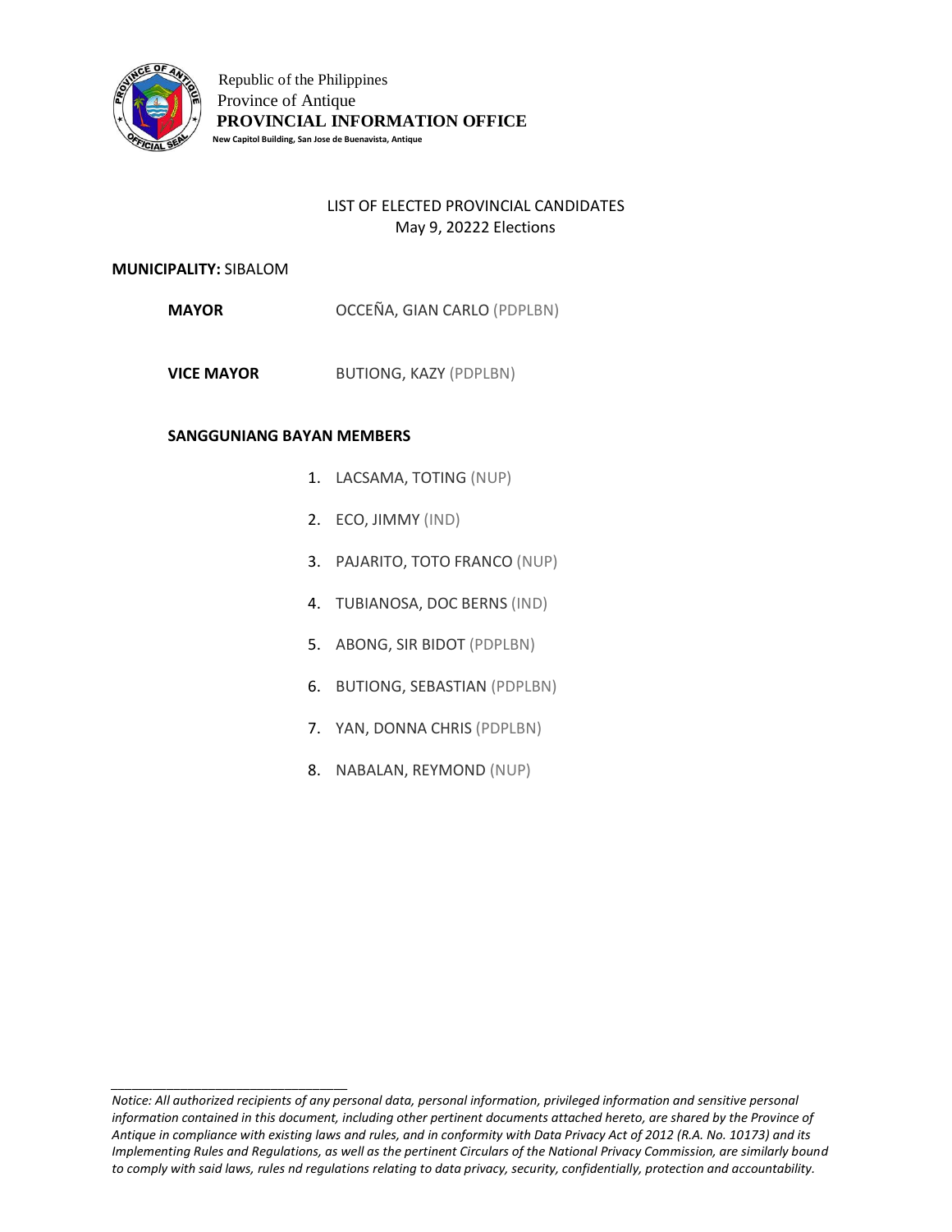Republic of the Philippines
Province of Antique
**PROVINCIAL INFORMATION OFFICE**
**New Capitol Building, San Jose de Buenavista, Antique**

LIST OF ELECTED PROVINCIAL CANDIDATES
May 9, 20222 Elections

**MUNICIPALITY:** SIBALOM

**MAYOR** OCCEÑA, GIAN CARLO (PDPLBN)

**VICE MAYOR** BUTIONG, KAZY (PDPLBN)

**SANGGUNIANG BAYAN MEMBERS**

1. LACSAMA, TOTING (NUP)
2. ECO, JIMMY (IND)
3. PAJARITO, TOTO FRANCO (NUP)
4. TUBIANOSA, DOC BERNS (IND)
5. ABONG, SIR BIDOT (PDPLBN)
6. BUTIONG, SEBASTIAN (PDPLBN)
7. YAN, DONNA CHRIS (PDPLBN)
8. NABALAN, REYMOND (NUP)

---

*Notice: All authorized recipients of any personal data, personal information, privileged information and sensitive personal information contained in this document, including other pertinent documents attached hereto, are shared by the Province of Antique in compliance with existing laws and rules, and in conformity with Data Privacy Act of 2012 (R.A. No. 10173) and its Implementing Rules and Regulations, as well as the pertinent Circulars of the National Privacy Commission, are similarly bound to comply with said laws, rules nd regulations relating to data privacy, security, confidentially, protection and accountability.*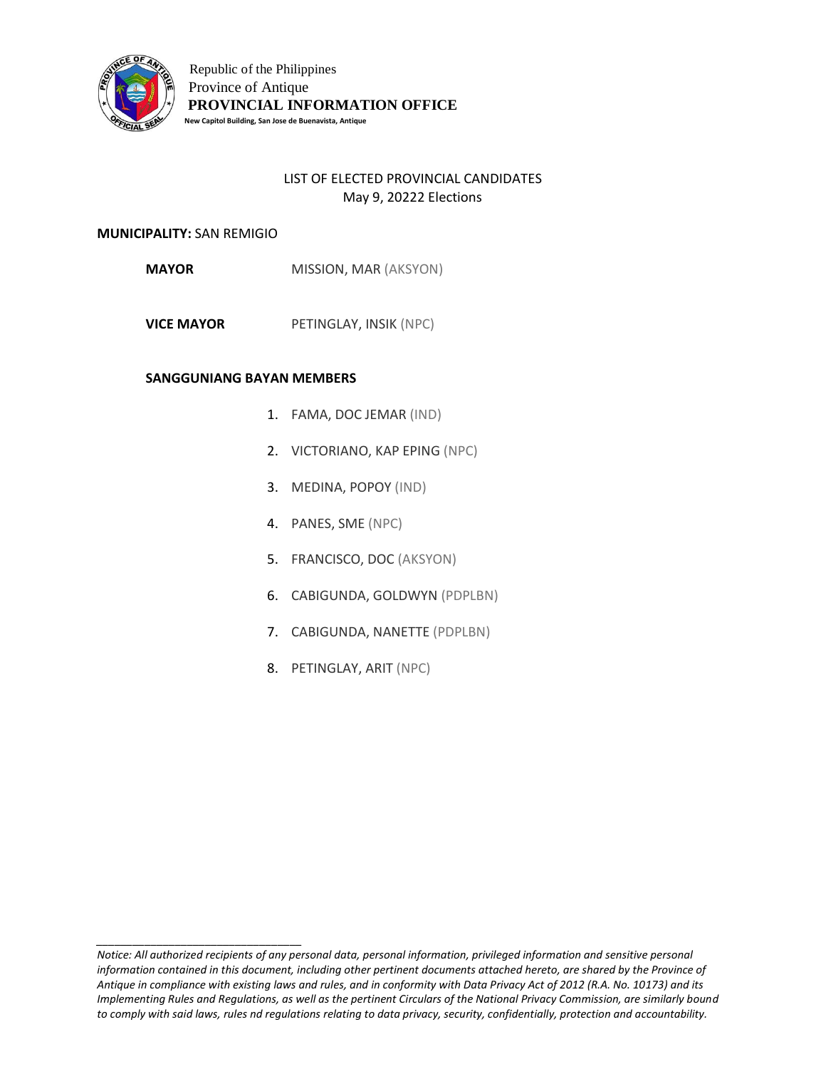Republic of the Philippines
Province of Antique
**PROVINCIAL INFORMATION OFFICE**
**New Capitol Building, San Jose de Buenavista, Antique**

LIST OF ELECTED PROVINCIAL CANDIDATES
May 9, 20222 Elections

**MUNICIPALITY:** SAN REMIGIO

**MAYOR** MISSION, MAR (AKSYON)

**VICE MAYOR** PETINGLAY, INSIK (NPC)

**SANGGUNIANG BAYAN MEMBERS**

1. FAMA, DOC JEMAR (IND)
2. VICTORIANO, KAP EPING (NPC)
3. MEDINA, POPOY (IND)
4. PANES, SME (NPC)
5. FRANCISCO, DOC (AKSYON)
6. CABIGUNDA, GOLDWYN (PDPLBN)
7. CABIGUNDA, NANETTE (PDPLBN)
8. PETINGLAY, ARIT (NPC)

---

*Notice: All authorized recipients of any personal data, personal information, privileged information and sensitive personal information contained in this document, including other pertinent documents attached hereto, are shared by the Province of Antique in compliance with existing laws and rules, and in conformity with Data Privacy Act of 2012 (R.A. No. 10173) and its Implementing Rules and Regulations, as well as the pertinent Circulars of the National Privacy Commission, are similarly bound to comply with said laws, rules nd regulations relating to data privacy, security, confidentially, protection and accountability.*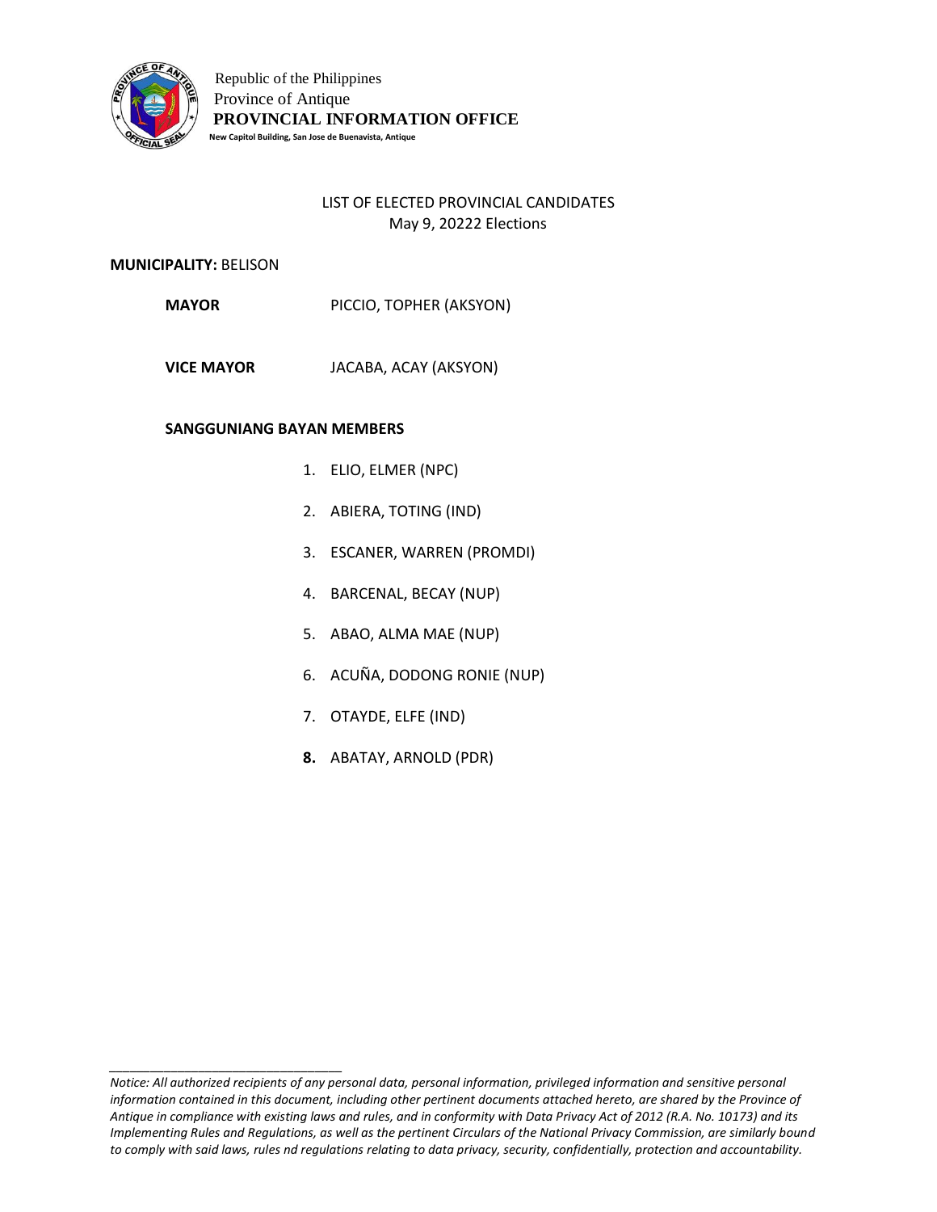Republic of the Philippines
Province of Antique
**PROVINCIAL INFORMATION OFFICE**
**New Capitol Building, San Jose de Buenavista, Antique**

LIST OF ELECTED PROVINCIAL CANDIDATES
May 9, 20222 Elections

**MUNICIPALITY:** BELISON

**MAYOR** PICCIO, TOPHER (AKSYON)

**VICE MAYOR** JACABA, ACAY (AKSYON)

**SANGGUNIANG BAYAN MEMBERS**

1. ELIO, ELMER (NPC)
2. ABIERA, TOTING (IND)
3. ESCANER, WARREN (PROMDI)
4. BARCENAL, BECAY (NUP)
5. ABAO, ALMA MAE (NUP)
6. ACUÑA, DODONG RONIE (NUP)
7. OTAYDE, ELFE (IND)
8. ABATAY, ARNOLD (PDR)

---

*Notice: All authorized recipients of any personal data, personal information, privileged information and sensitive personal information contained in this document, including other pertinent documents attached hereto, are shared by the Province of Antique in compliance with existing laws and rules, and in conformity with Data Privacy Act of 2012 (R.A. No. 10173) and its Implementing Rules and Regulations, as well as the pertinent Circulars of the National Privacy Commission, are similarly bound to comply with said laws, rules nd regulations relating to data privacy, security, confidentially, protection and accountability.*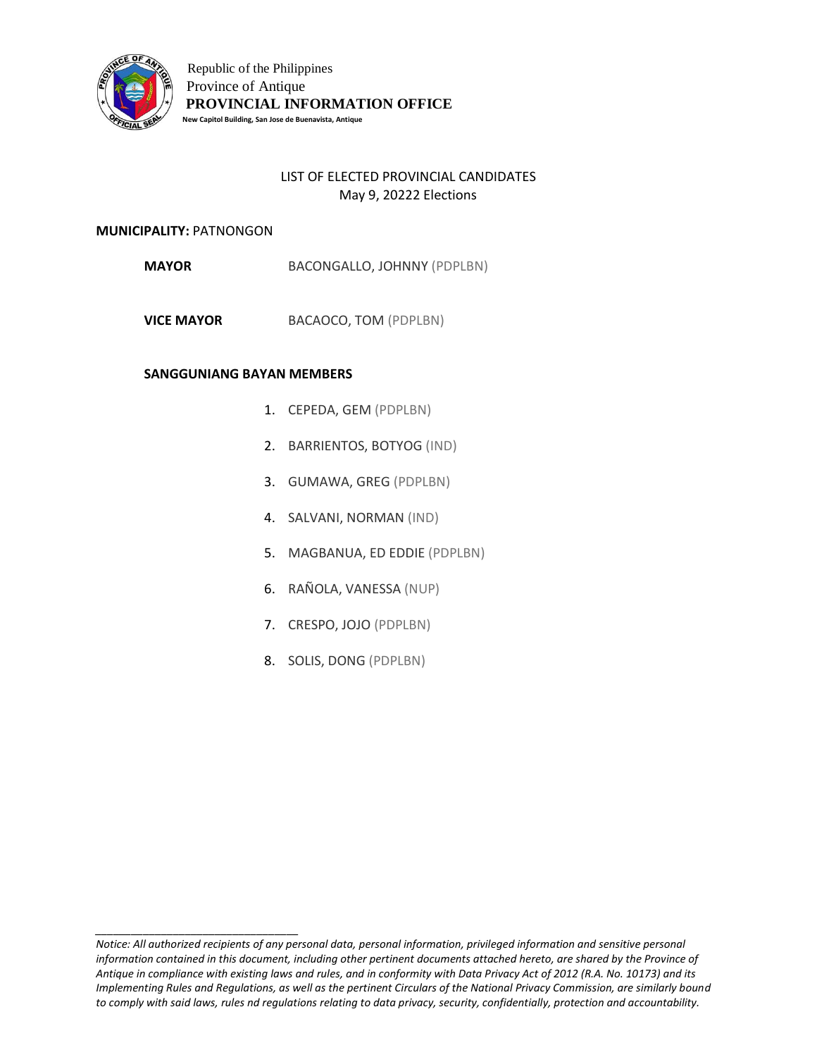Republic of the Philippines
Province of Antique
**PROVINCIAL INFORMATION OFFICE**
**New Capitol Building, San Jose de Buenavista, Antique**

LIST OF ELECTED PROVINCIAL CANDIDATES
May 9, 20222 Elections

**MUNICIPALITY:** PATNONGON

**MAYOR** BACONGALLO, JOHNNY (PDPLBN)

**VICE MAYOR** BACAOCO, TOM (PDPLBN)

**SANGGUNIANG BAYAN MEMBERS**

1. CEPEDA, GEM (PDPLBN)
2. BARRIENTOS, BOTYOG (IND)
3. GUMAWA, GREG (PDPLBN)
4. SALVANI, NORMAN (IND)
5. MAGBANUA, ED EDDIE (PDPLBN)
6. RAÑOLA, VANESSA (NUP)
7. CRESPO, JOJO (PDPLBN)
8. SOLIS, DONG (PDPLBN)

---

*Notice: All authorized recipients of any personal data, personal information, privileged information and sensitive personal information contained in this document, including other pertinent documents attached hereto, are shared by the Province of Antique in compliance with existing laws and rules, and in conformity with Data Privacy Act of 2012 (R.A. No. 10173) and its Implementing Rules and Regulations, as well as the pertinent Circulars of the National Privacy Commission, are similarly bound to comply with said laws, rules nd regulations relating to data privacy, security, confidentially, protection and accountability.*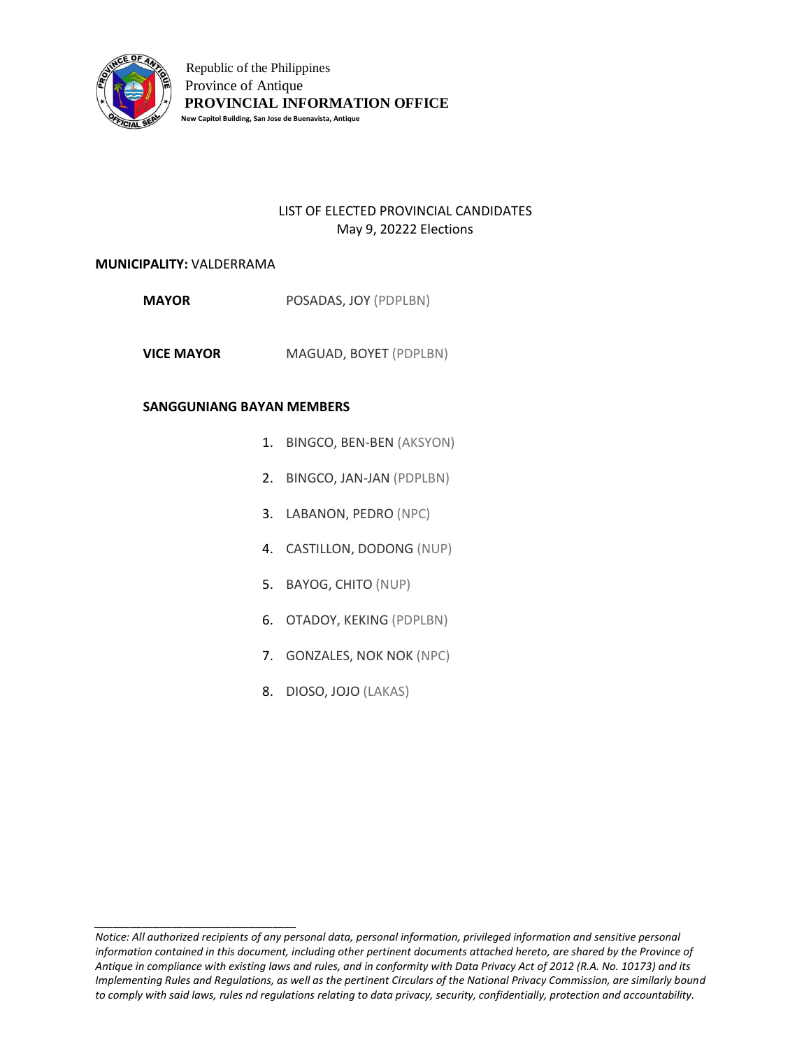Republic of the Philippines
Province of Antique
**PROVINCIAL INFORMATION OFFICE**
**New Capitol Building, San Jose de Buenavista, Antique**

LIST OF ELECTED PROVINCIAL CANDIDATES
May 9, 20222 Elections

**MUNICIPALITY:** VALDERRAMA

**MAYOR** POSADAS, JOY (PDPLBN)

**VICE MAYOR** MAGUAD, BOYET (PDPLBN)

**SANGGUNIANG BAYAN MEMBERS**

1. BINGCO, BEN-BEN (AKSYON)
2. BINGCO, JAN-JAN (PDPLBN)
3. LABANON, PEDRO (NPC)
4. CASTILLON, DODONG (NUP)
5. BAYOG, CHITO (NUP)
6. OTADOY, KEKING (PDPLBN)
7. GONZALES, NOK NOK (NPC)
8. DIOSO, JOJO (LAKAS)

---

*Notice: All authorized recipients of any personal data, personal information, privileged information and sensitive personal information contained in this document, including other pertinent documents attached hereto, are shared by the Province of Antique in compliance with existing laws and rules, and in conformity with Data Privacy Act of 2012 (R.A. No. 10173) and its Implementing Rules and Regulations, as well as the pertinent Circulars of the National Privacy Commission, are similarly bound to comply with said laws, rules nd regulations relating to data privacy, security, confidentially, protection and accountability.*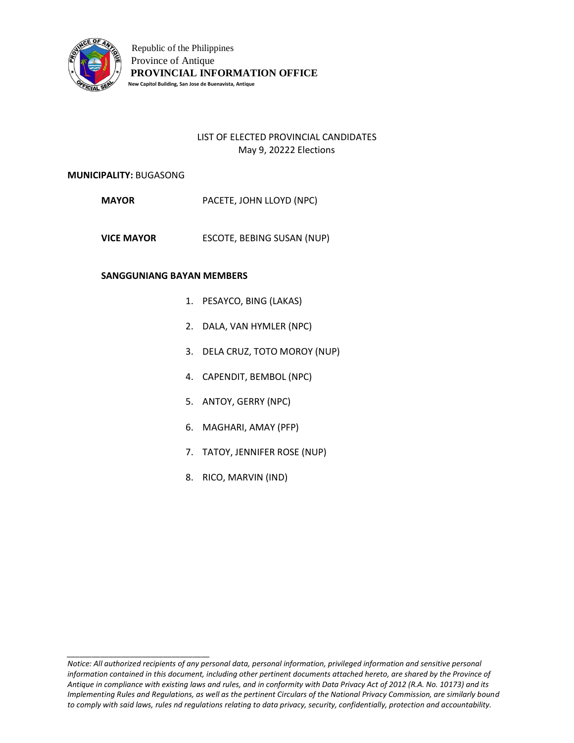Republic of the Philippines
Province of Antique
**PROVINCIAL INFORMATION OFFICE**
**New Capitol Building, San Jose de Buenavista, Antique**

LIST OF ELECTED PROVINCIAL CANDIDATES
May 9, 20222 Elections

**MUNICIPALITY:** BUGASONG

**MAYOR** PACETE, JOHN LLOYD (NPC)

**VICE MAYOR** ESCOTE, BEBING SUSAN (NUP)

**SANGGUNIANG BAYAN MEMBERS**

1. PESAYCO, BING (LAKAS)
2. DALA, VAN HYMLER (NPC)
3. DELA CRUZ, TOTO MOROY (NUP)
4. CAPENDIT, BEMBOL (NPC)
5. ANTOY, GERRY (NPC)
6. MAGHARI, AMAY (PFP)
7. TATOY, JENNIFER ROSE (NUP)
8. RICO, MARVIN (IND)

---

*Notice: All authorized recipients of any personal data, personal information, privileged information and sensitive personal information contained in this document, including other pertinent documents attached hereto, are shared by the Province of Antique in compliance with existing laws and rules, and in conformity with Data Privacy Act of 2012 (R.A. No. 10173) and its Implementing Rules and Regulations, as well as the pertinent Circulars of the National Privacy Commission, are similarly bound to comply with said laws, rules nd regulations relating to data privacy, security, confidentially, protection and accountability.*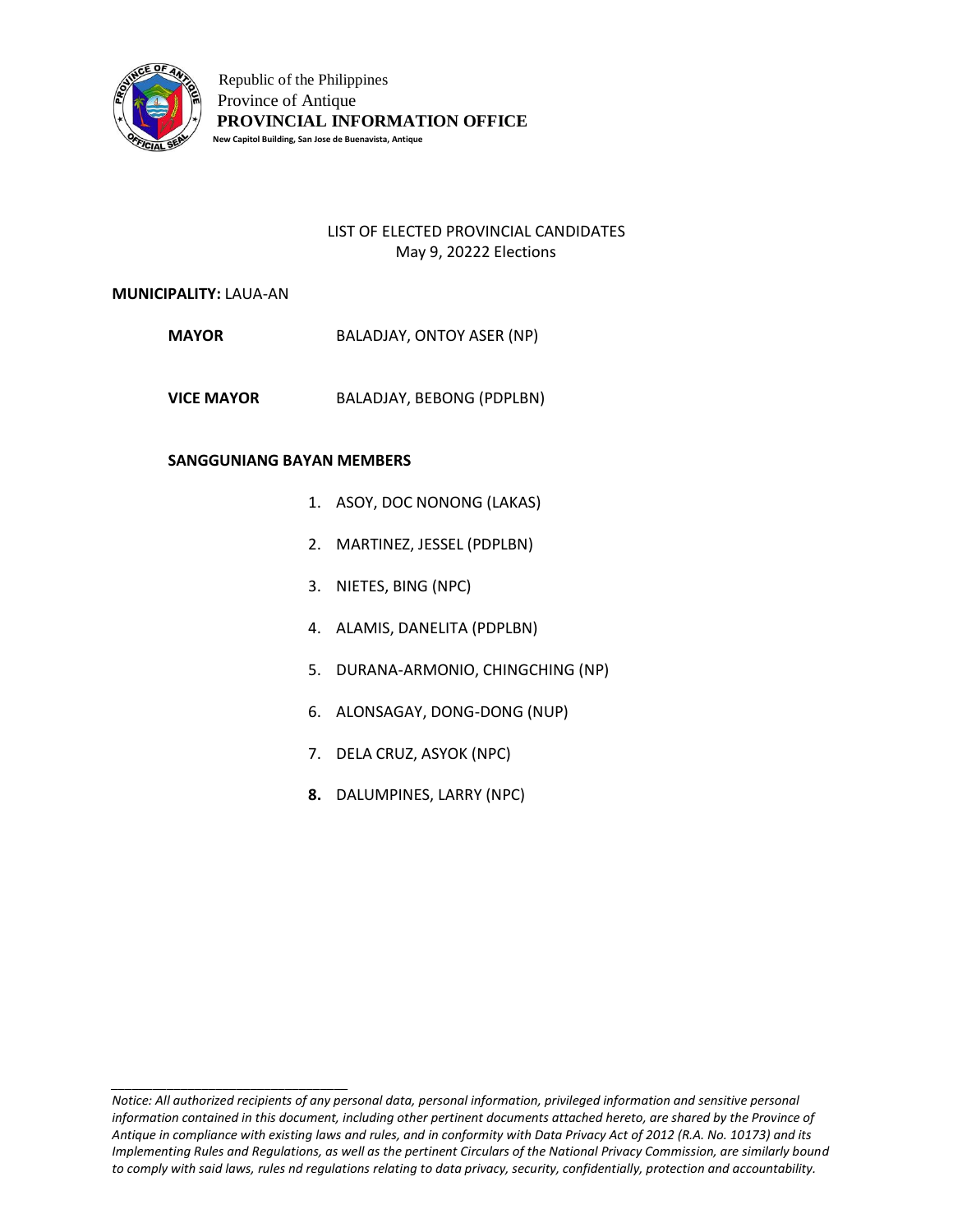Republic of the Philippines
Province of Antique
**PROVINCIAL INFORMATION OFFICE**
**New Capitol Building, San Jose de Buenavista, Antique**

LIST OF ELECTED PROVINCIAL CANDIDATES
May 9, 20222 Elections

**MUNICIPALITY:** LAUA-AN

**MAYOR** BALADJAY, ONTOY ASER (NP)

**VICE MAYOR** BALADJAY, BEBONG (PDPLBN)

**SANGGUNIANG BAYAN MEMBERS**

1. ASOY, DOC NONONG (LAKAS)
2. MARTINEZ, JESSEL (PDPLBN)
3. NIETES, BING (NPC)
4. ALAMIS, DANELITA (PDPLBN)
5. DURANA-ARMONIO, CHINGCHING (NP)
6. ALONSAGAY, DONG-DONG (NUP)
7. DELA CRUZ, ASYOK (NPC)
8. DALUMPINES, LARRY (NPC)

---

*Notice: All authorized recipients of any personal data, personal information, privileged information and sensitive personal information contained in this document, including other pertinent documents attached hereto, are shared by the Province of Antique in compliance with existing laws and rules, and in conformity with Data Privacy Act of 2012 (R.A. No. 10173) and its Implementing Rules and Regulations, as well as the pertinent Circulars of the National Privacy Commission, are similarly bound to comply with said laws, rules nd regulations relating to data privacy, security, confidentially, protection and accountability.*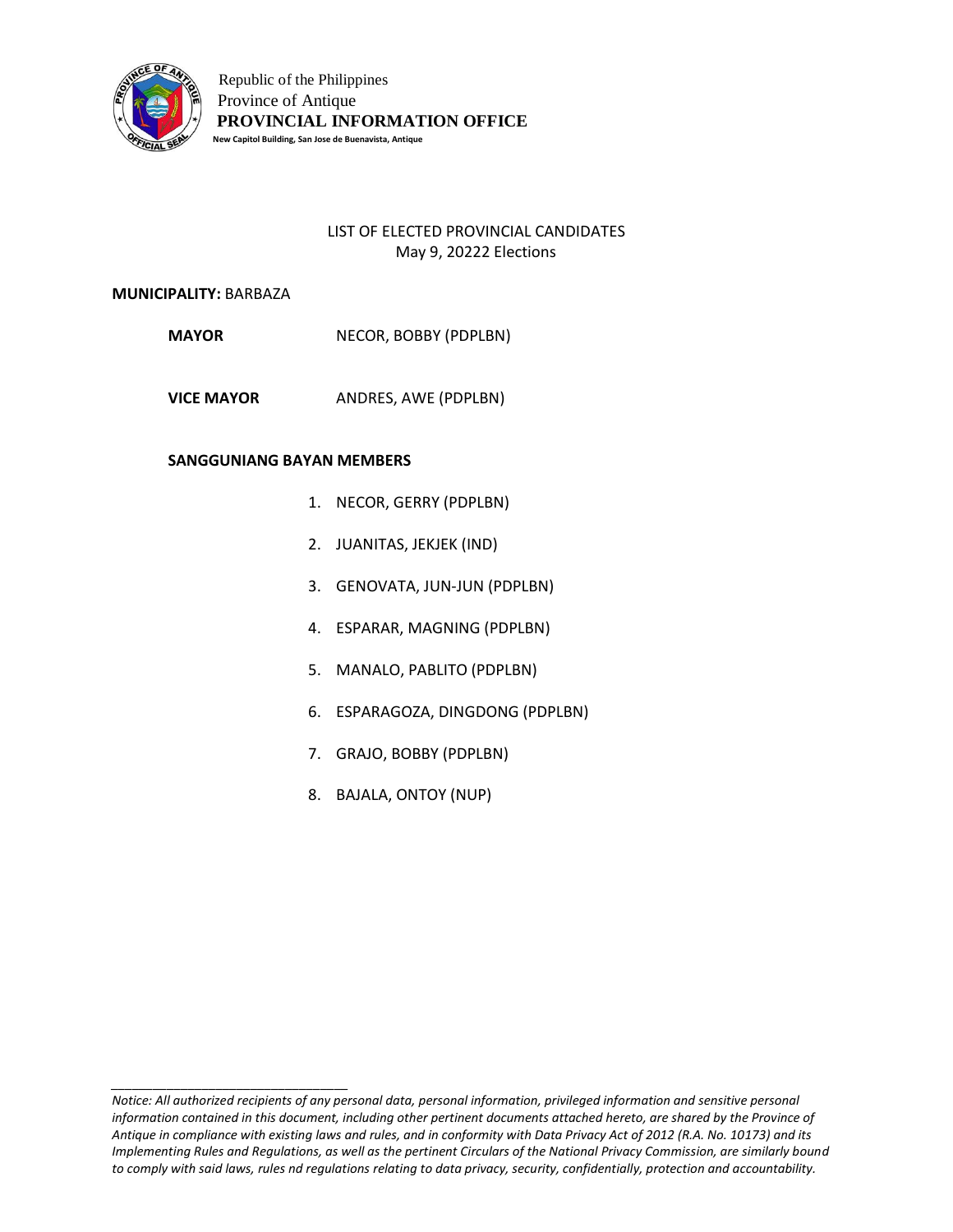Republic of the Philippines
Province of Antique
**PROVINCIAL INFORMATION OFFICE**
**New Capitol Building, San Jose de Buenavista, Antique**

LIST OF ELECTED PROVINCIAL CANDIDATES
May 9, 20222 Elections

**MUNICIPALITY:** BARBAZA

**MAYOR** NECOR, BOBBY (PDPLBN)

**VICE MAYOR** ANDRES, AWE (PDPLBN)

**SANGGUNIANG BAYAN MEMBERS**

1. NECOR, GERRY (PDPLBN)
2. JUANITAS, JEKJEK (IND)
3. GENOVATA, JUN-JUN (PDPLBN)
4. ESPARAR, MAGNING (PDPLBN)
5. MANALO, PABLITO (PDPLBN)
6. ESPARAGOZA, DINGDONG (PDPLBN)
7. GRAJO, BOBBY (PDPLBN)
8. BAJALA, ONTOY (NUP)

_________________________________

*Notice: All authorized recipients of any personal data, personal information, privileged information and sensitive personal information contained in this document, including other pertinent documents attached hereto, are shared by the Province of Antique in compliance with existing laws and rules, and in conformity with Data Privacy Act of 2012 (R.A. No. 10173) and its Implementing Rules and Regulations, as well as the pertinent Circulars of the National Privacy Commission, are similarly bound to comply with said laws, rules nd regulations relating to data privacy, security, confidentially, protection and accountability.*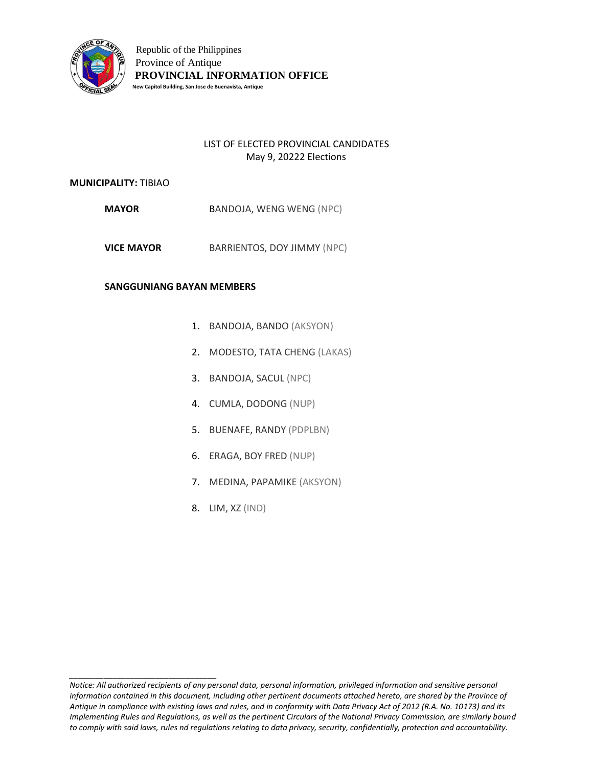Republic of the Philippines
Province of Antique
**PROVINCIAL INFORMATION OFFICE**
**New Capitol Building, San Jose de Buenavista, Antique**

LIST OF ELECTED PROVINCIAL CANDIDATES
May 9, 20222 Elections

**MUNICIPALITY:** TIBIAO

**MAYOR** BANDOJA, WENG WENG (NPC)

**VICE MAYOR** BARRIENTOS, DOY JIMMY (NPC)

**SANGGUNIANG BAYAN MEMBERS**

1. BANDOJA, BANDO (AKSYON)
2. MODESTO, TATA CHENG (LAKAS)
3. BANDOJA, SACUL (NPC)
4. CUMLA, DODONG (NUP)
5. BUENAFE, RANDY (PDPLBN)
6. ERAGA, BOY FRED (NUP)
7. MEDINA, PAPAMIKE (AKSYON)
8. LIM, XZ (IND)

---

*Notice: All authorized recipients of any personal data, personal information, privileged information and sensitive personal information contained in this document, including other pertinent documents attached hereto, are shared by the Province of Antique in compliance with existing laws and rules, and in conformity with Data Privacy Act of 2012 (R.A. No. 10173) and its Implementing Rules and Regulations, as well as the pertinent Circulars of the National Privacy Commission, are similarly bound to comply with said laws, rules nd regulations relating to data privacy, security, confidentially, protection and accountability.*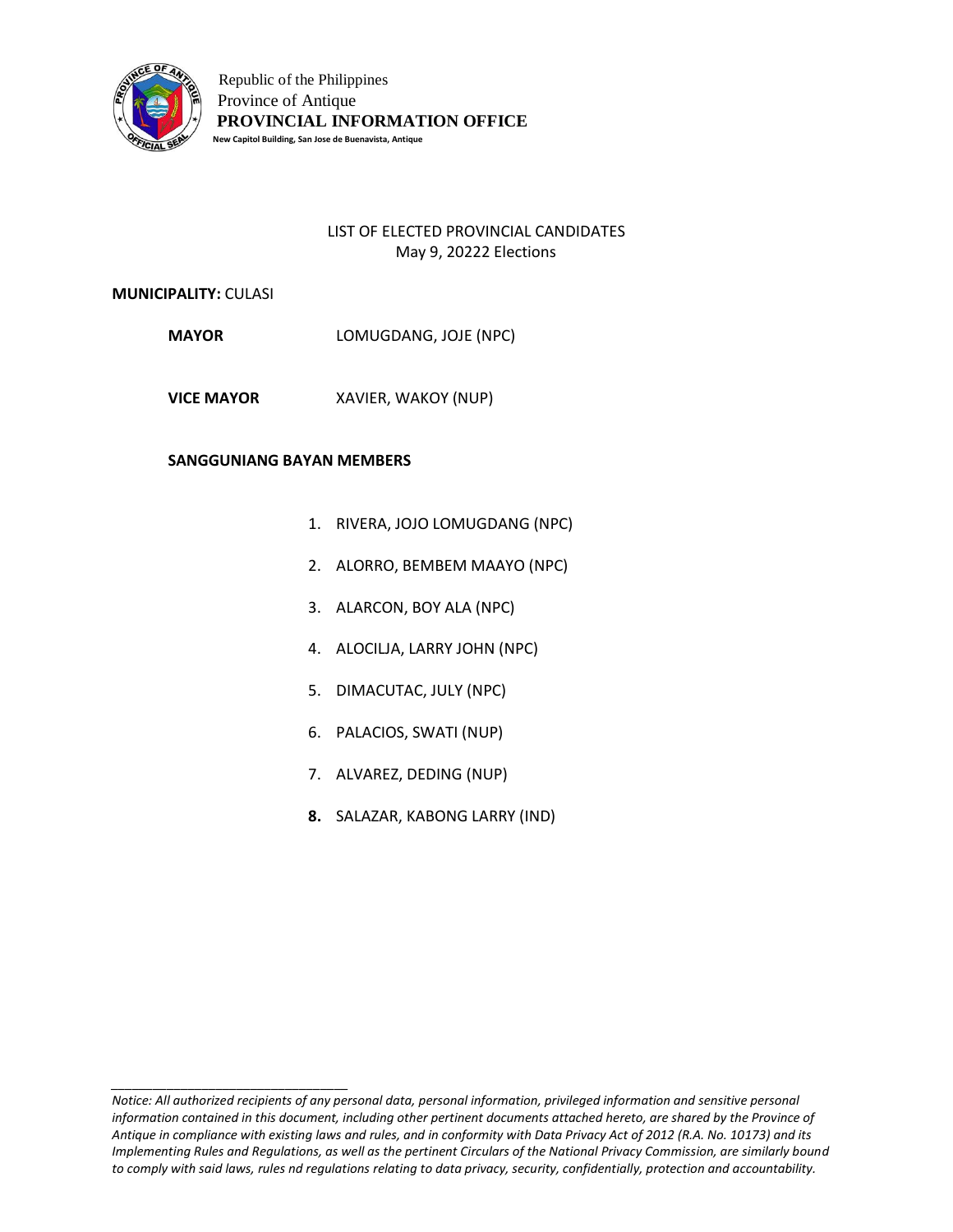Republic of the Philippines
Province of Antique
**PROVINCIAL INFORMATION OFFICE**
**New Capitol Building, San Jose de Buenavista, Antique**

LIST OF ELECTED PROVINCIAL CANDIDATES
May 9, 20222 Elections

**MUNICIPALITY:** CULASI

**MAYOR** LOMUGDANG, JOJE (NPC)

**VICE MAYOR** XAVIER, WAKOY (NUP)

**SANGGUNIANG BAYAN MEMBERS**

1. RIVERA, JOJO LOMUGDANG (NPC)
2. ALORRO, BEMBEM MAAYO (NPC)
3. ALARCON, BOY ALA (NPC)
4. ALOCILJA, LARRY JOHN (NPC)
5. DIMACUTAC, JULY (NPC)
6. PALACIOS, SWATI (NUP)
7. ALVAREZ, DEDING (NUP)
8. SALAZAR, KABONG LARRY (IND)

---

*Notice: All authorized recipients of any personal data, personal information, privileged information and sensitive personal information contained in this document, including other pertinent documents attached hereto, are shared by the Province of Antique in compliance with existing laws and rules, and in conformity with Data Privacy Act of 2012 (R.A. No. 10173) and its Implementing Rules and Regulations, as well as the pertinent Circulars of the National Privacy Commission, are similarly bound to comply with said laws, rules nd regulations relating to data privacy, security, confidentially, protection and accountability.*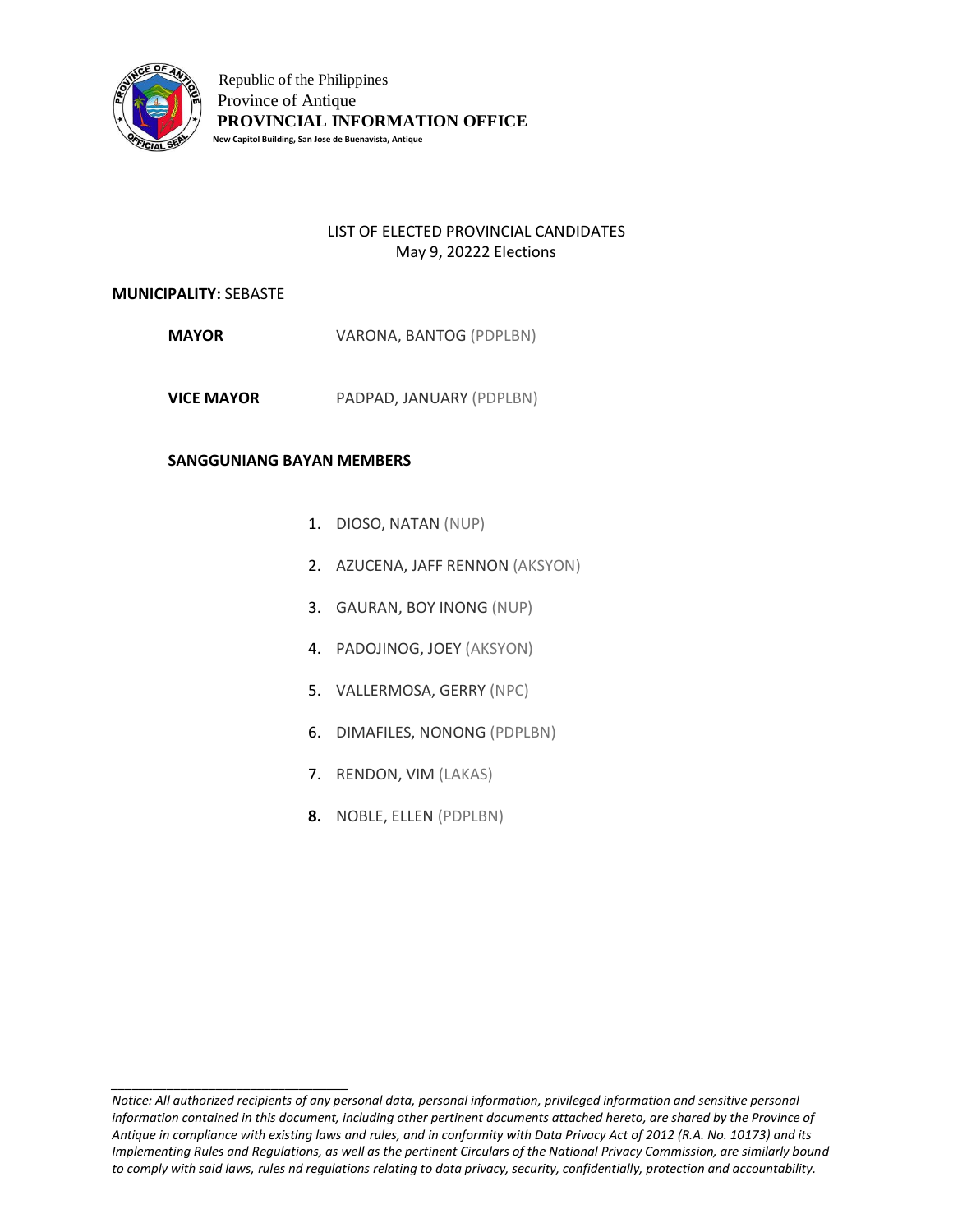Republic of the Philippines
Province of Antique
**PROVINCIAL INFORMATION OFFICE**
**New Capitol Building, San Jose de Buenavista, Antique**

LIST OF ELECTED PROVINCIAL CANDIDATES
May 9, 20222 Elections

**MUNICIPALITY:** SEBASTE

**MAYOR** VARONA, BANTOG (PDPLBN)

**VICE MAYOR** PADPAD, JANUARY (PDPLBN)

**SANGGUNIANG BAYAN MEMBERS**

1. DIOSO, NATAN (NUP)
2. AZUCENA, JAFF RENNON (AKSYON)
3. GAURAN, BOY INONG (NUP)
4. PADOJINOG, JOEY (AKSYON)
5. VALLERMOSA, GERRY (NPC)
6. DIMAFILES, NONONG (PDPLBN)
7. RENDON, VIM (LAKAS)
8. NOBLE, ELLEN (PDPLBN)

---

*Notice: All authorized recipients of any personal data, personal information, privileged information and sensitive personal information contained in this document, including other pertinent documents attached hereto, are shared by the Province of Antique in compliance with existing laws and rules, and in conformity with Data Privacy Act of 2012 (R.A. No. 10173) and its Implementing Rules and Regulations, as well as the pertinent Circulars of the National Privacy Commission, are similarly bound to comply with said laws, rules nd regulations relating to data privacy, security, confidentially, protection and accountability.*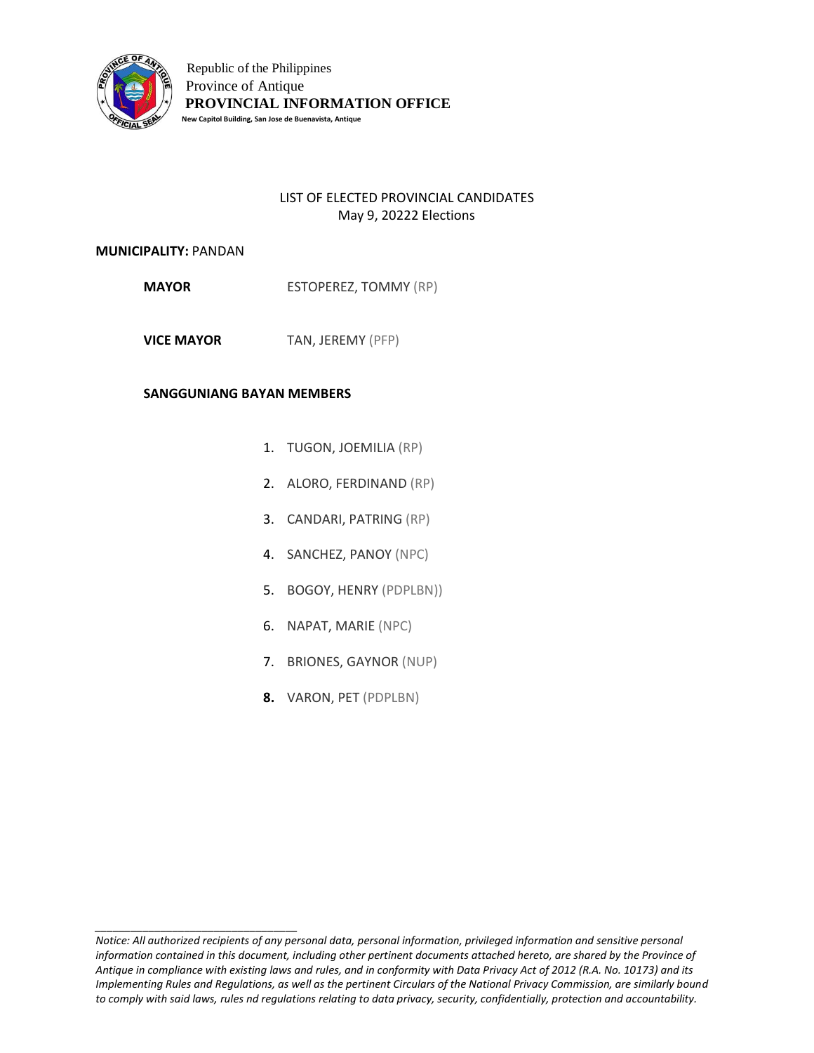Republic of the Philippines
Province of Antique
**PROVINCIAL INFORMATION OFFICE**
**New Capitol Building, San Jose de Buenavista, Antique**

LIST OF ELECTED PROVINCIAL CANDIDATES
May 9, 20222 Elections

**MUNICIPALITY:** PANDAN

**MAYOR** ESTOPEREZ, TOMMY (RP)

**VICE MAYOR** TAN, JEREMY (PFP)

**SANGGUNIANG BAYAN MEMBERS**

1. TUGON, JOEMILIA (RP)
2. ALORO, FERDINAND (RP)
3. CANDARI, PATRING (RP)
4. SANCHEZ, PANOY (NPC)
5. BOGOY, HENRY (PDPLBN))
6. NAPAT, MARIE (NPC)
7. BRIONES, GAYNOR (NUP)
8. VARON, PET (PDPLBN)

*Notice: All authorized recipients of any personal data, personal information, privileged information and sensitive personal information contained in this document, including other pertinent documents attached hereto, are shared by the Province of Antique in compliance with existing laws and rules, and in conformity with Data Privacy Act of 2012 (R.A. No. 10173) and its Implementing Rules and Regulations, as well as the pertinent Circulars of the National Privacy Commission, are similarly bound to comply with said laws, rules nd regulations relating to data privacy, security, confidentially, protection and accountability.*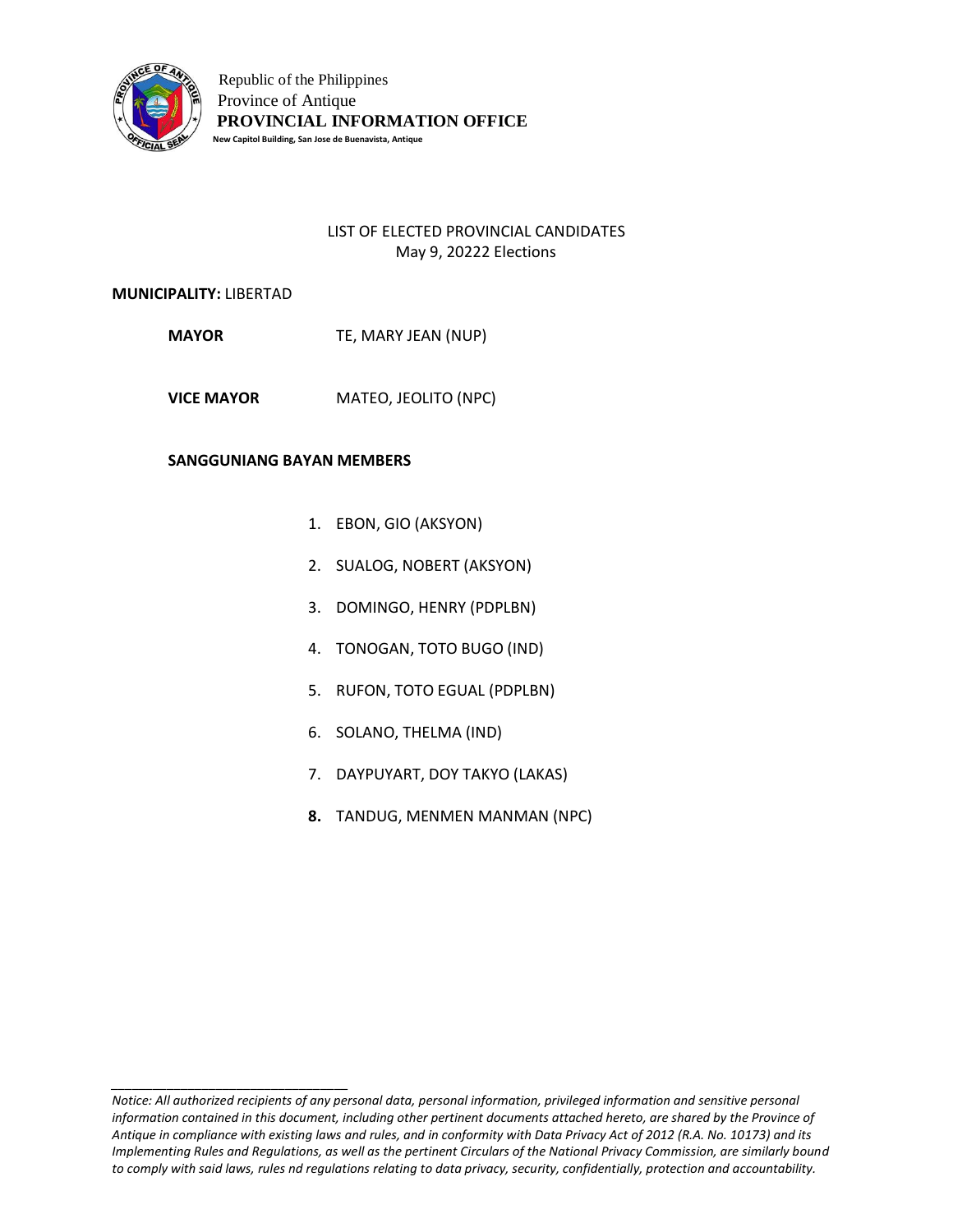Republic of the Philippines
Province of Antique
**PROVINCIAL INFORMATION OFFICE**
**New Capitol Building, San Jose de Buenavista, Antique**

LIST OF ELECTED PROVINCIAL CANDIDATES
May 9, 20222 Elections

**MUNICIPALITY:** LIBERTAD

**MAYOR** TE, MARY JEAN (NUP)

**VICE MAYOR** MATEO, JEOLITO (NPC)

**SANGGUNIANG BAYAN MEMBERS**

1. EBON, GIO (AKSYON)
2. SUALOG, NOBERT (AKSYON)
3. DOMINGO, HENRY (PDPLBN)
4. TONOGAN, TOTO BUGO (IND)
5. RUFON, TOTO EGUAL (PDPLBN)
6. SOLANO, THELMA (IND)
7. DAYPUYART, DOY TAKYO (LAKAS)
8. TANDUG, MENMEN MANMAN (NPC)

*Notice: All authorized recipients of any personal data, personal information, privileged information and sensitive personal information contained in this document, including other pertinent documents attached hereto, are shared by the Province of Antique in compliance with existing laws and rules, and in conformity with Data Privacy Act of 2012 (R.A. No. 10173) and its Implementing Rules and Regulations, as well as the pertinent Circulars of the National Privacy Commission, are similarly bound to comply with said laws, rules nd regulations relating to data privacy, security, confidentially, protection and accountability.*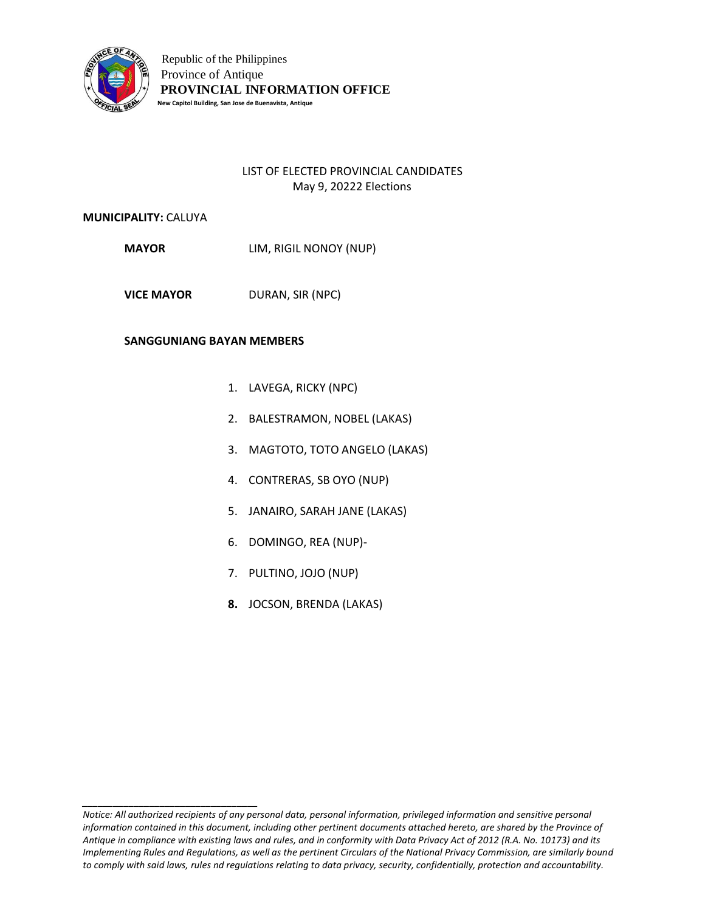Republic of the Philippines
Province of Antique
**PROVINCIAL INFORMATION OFFICE**
**New Capitol Building, San Jose de Buenavista, Antique**

LIST OF ELECTED PROVINCIAL CANDIDATES
May 9, 20222 Elections

**MUNICIPALITY:** CALUYA

**MAYOR** LIM, RIGIL NONOY (NUP)

**VICE MAYOR** DURAN, SIR (NPC)

**SANGGUNIANG BAYAN MEMBERS**

1. LAVEGA, RICKY (NPC)
2. BALESTRAMON, NOBEL (LAKAS)
3. MAGTOTO, TOTO ANGELO (LAKAS)
4. CONTRERAS, SB OYO (NUP)
5. JANAIRO, SARAH JANE (LAKAS)
6. DOMINGO, REA (NUP)-
7. PULTINO, JOJO (NUP)
8. JOCSON, BRENDA (LAKAS)

---

*Notice: All authorized recipients of any personal data, personal information, privileged information and sensitive personal information contained in this document, including other pertinent documents attached hereto, are shared by the Province of Antique in compliance with existing laws and rules, and in conformity with Data Privacy Act of 2012 (R.A. No. 10173) and its Implementing Rules and Regulations, as well as the pertinent Circulars of the National Privacy Commission, are similarly bound to comply with said laws, rules nd regulations relating to data privacy, security, confidentially, protection and accountability.*